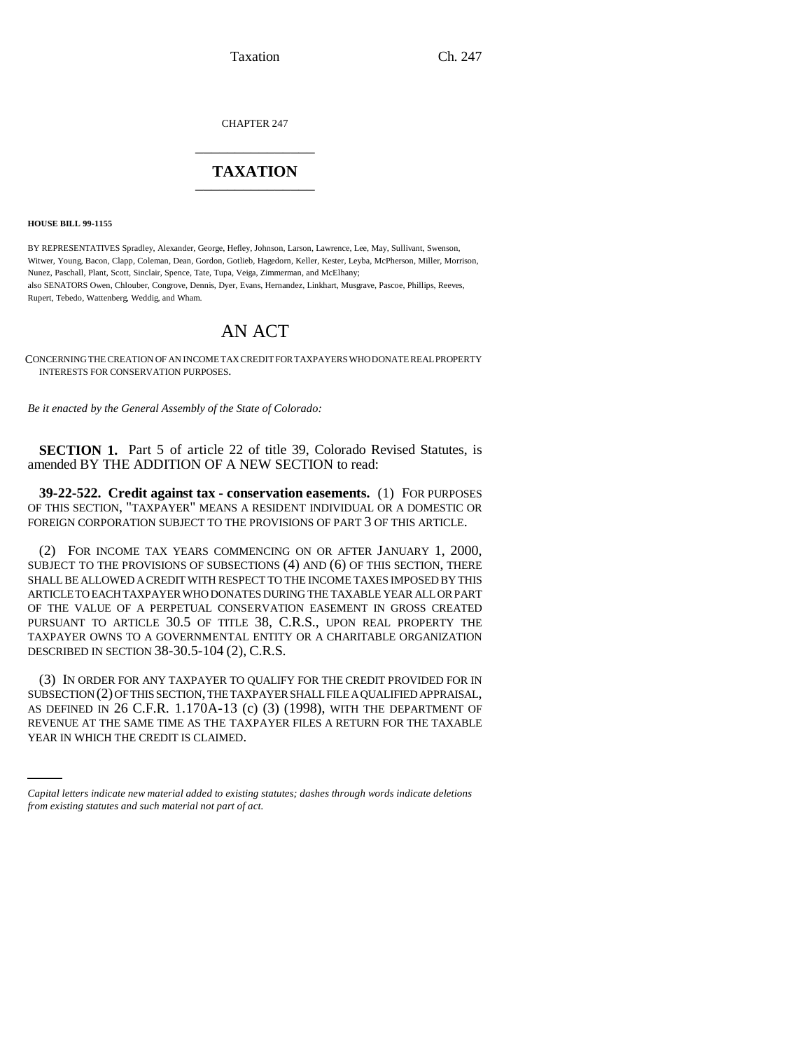CHAPTER 247

# TAXATION

**HOUSE BILL 99-1155**

BY REPRESENTATIVES Spradley, Alexander, George, Hefley, Johnson, Larson, Lawrence, Lee, May, Sullivant, Swenson, Witwer, Young, Bacon, Clapp, Coleman, Dean, Gordon, Gotlieb, Hagedorn, Keller, Kester, Leyba, McPherson, Miller, Morrison, Nunez, Paschall, Plant, Scott, Sinclair, Spence, Tate, Tupa, Veiga, Zimmerman, and McElhany;
also SENATORS Owen, Chlouber, Congrove, Dennis, Dyer, Evans, Hernandez, Linkhart, Musgrave, Pascoe, Phillips, Reeves, Rupert, Tebedo, Wattenberg, Weddig, and Wham.

# AN ACT

CONCERNING THE CREATION OF AN INCOME TAX CREDIT FOR TAXPAYERS WHO DONATE REAL PROPERTY INTERESTS FOR CONSERVATION PURPOSES.

*Be it enacted by the General Assembly of the State of Colorado:*

**SECTION 1.** Part 5 of article 22 of title 39, Colorado Revised Statutes, is amended BY THE ADDITION OF A NEW SECTION to read:

**39-22-522. Credit against tax - conservation easements.** (1) FOR PURPOSES OF THIS SECTION, "TAXPAYER" MEANS A RESIDENT INDIVIDUAL OR A DOMESTIC OR FOREIGN CORPORATION SUBJECT TO THE PROVISIONS OF PART 3 OF THIS ARTICLE.

(2) FOR INCOME TAX YEARS COMMENCING ON OR AFTER JANUARY 1, 2000, SUBJECT TO THE PROVISIONS OF SUBSECTIONS (4) AND (6) OF THIS SECTION, THERE SHALL BE ALLOWED A CREDIT WITH RESPECT TO THE INCOME TAXES IMPOSED BY THIS ARTICLE TO EACH TAXPAYER WHO DONATES DURING THE TAXABLE YEAR ALL OR PART OF THE VALUE OF A PERPETUAL CONSERVATION EASEMENT IN GROSS CREATED PURSUANT TO ARTICLE 30.5 OF TITLE 38, C.R.S., UPON REAL PROPERTY THE TAXPAYER OWNS TO A GOVERNMENTAL ENTITY OR A CHARITABLE ORGANIZATION DESCRIBED IN SECTION 38-30.5-104 (2), C.R.S.

(3) IN ORDER FOR ANY TAXPAYER TO QUALIFY FOR THE CREDIT PROVIDED FOR IN SUBSECTION (2) OF THIS SECTION, THE TAXPAYER SHALL FILE A QUALIFIED APPRAISAL, AS DEFINED IN 26 C.F.R. 1.170A-13 (c) (3) (1998), WITH THE DEPARTMENT OF REVENUE AT THE SAME TIME AS THE TAXPAYER FILES A RETURN FOR THE TAXABLE YEAR IN WHICH THE CREDIT IS CLAIMED.

*Capital letters indicate new material added to existing statutes; dashes through words indicate deletions from existing statutes and such material not part of act.*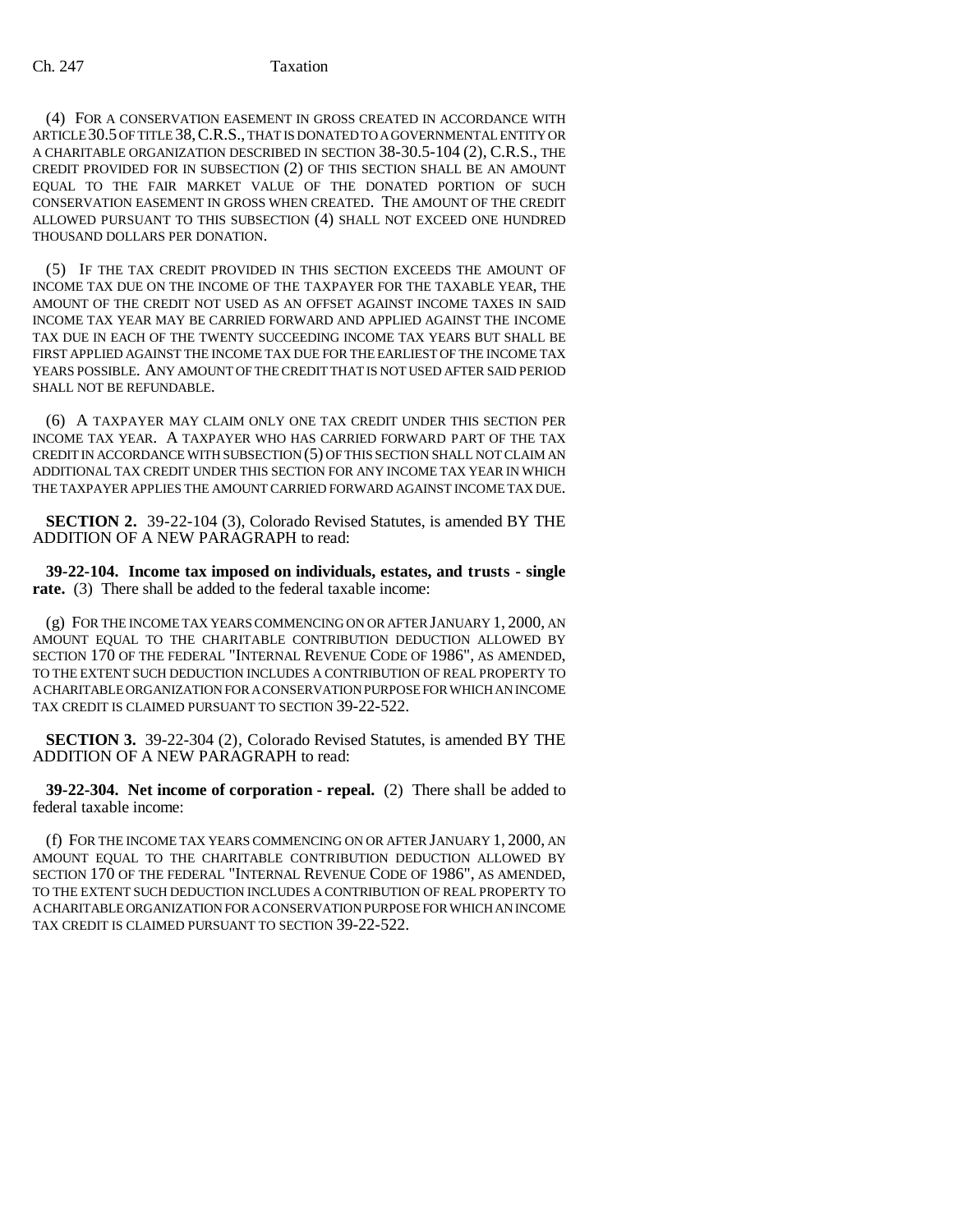(4) FOR A CONSERVATION EASEMENT IN GROSS CREATED IN ACCORDANCE WITH ARTICLE 30.5 OF TITLE 38, C.R.S., THAT IS DONATED TO A GOVERNMENTAL ENTITY OR A CHARITABLE ORGANIZATION DESCRIBED IN SECTION 38-30.5-104 (2), C.R.S., THE CREDIT PROVIDED FOR IN SUBSECTION (2) OF THIS SECTION SHALL BE AN AMOUNT EQUAL TO THE FAIR MARKET VALUE OF THE DONATED PORTION OF SUCH CONSERVATION EASEMENT IN GROSS WHEN CREATED. THE AMOUNT OF THE CREDIT ALLOWED PURSUANT TO THIS SUBSECTION (4) SHALL NOT EXCEED ONE HUNDRED THOUSAND DOLLARS PER DONATION.

(5) IF THE TAX CREDIT PROVIDED IN THIS SECTION EXCEEDS THE AMOUNT OF INCOME TAX DUE ON THE INCOME OF THE TAXPAYER FOR THE TAXABLE YEAR, THE AMOUNT OF THE CREDIT NOT USED AS AN OFFSET AGAINST INCOME TAXES IN SAID INCOME TAX YEAR MAY BE CARRIED FORWARD AND APPLIED AGAINST THE INCOME TAX DUE IN EACH OF THE TWENTY SUCCEEDING INCOME TAX YEARS BUT SHALL BE FIRST APPLIED AGAINST THE INCOME TAX DUE FOR THE EARLIEST OF THE INCOME TAX YEARS POSSIBLE. ANY AMOUNT OF THE CREDIT THAT IS NOT USED AFTER SAID PERIOD SHALL NOT BE REFUNDABLE.

(6) A TAXPAYER MAY CLAIM ONLY ONE TAX CREDIT UNDER THIS SECTION PER INCOME TAX YEAR. A TAXPAYER WHO HAS CARRIED FORWARD PART OF THE TAX CREDIT IN ACCORDANCE WITH SUBSECTION (5) OF THIS SECTION SHALL NOT CLAIM AN ADDITIONAL TAX CREDIT UNDER THIS SECTION FOR ANY INCOME TAX YEAR IN WHICH THE TAXPAYER APPLIES THE AMOUNT CARRIED FORWARD AGAINST INCOME TAX DUE.

**SECTION 2.** 39-22-104 (3), Colorado Revised Statutes, is amended BY THE ADDITION OF A NEW PARAGRAPH to read:

**39-22-104. Income tax imposed on individuals, estates, and trusts - single rate.** (3) There shall be added to the federal taxable income:

(g) FOR THE INCOME TAX YEARS COMMENCING ON OR AFTER JANUARY 1, 2000, AN AMOUNT EQUAL TO THE CHARITABLE CONTRIBUTION DEDUCTION ALLOWED BY SECTION 170 OF THE FEDERAL "INTERNAL REVENUE CODE OF 1986", AS AMENDED, TO THE EXTENT SUCH DEDUCTION INCLUDES A CONTRIBUTION OF REAL PROPERTY TO A CHARITABLE ORGANIZATION FOR A CONSERVATION PURPOSE FOR WHICH AN INCOME TAX CREDIT IS CLAIMED PURSUANT TO SECTION 39-22-522.

**SECTION 3.** 39-22-304 (2), Colorado Revised Statutes, is amended BY THE ADDITION OF A NEW PARAGRAPH to read:

**39-22-304. Net income of corporation - repeal.** (2) There shall be added to federal taxable income:

(f) FOR THE INCOME TAX YEARS COMMENCING ON OR AFTER JANUARY 1, 2000, AN AMOUNT EQUAL TO THE CHARITABLE CONTRIBUTION DEDUCTION ALLOWED BY SECTION 170 OF THE FEDERAL "INTERNAL REVENUE CODE OF 1986", AS AMENDED, TO THE EXTENT SUCH DEDUCTION INCLUDES A CONTRIBUTION OF REAL PROPERTY TO A CHARITABLE ORGANIZATION FOR A CONSERVATION PURPOSE FOR WHICH AN INCOME TAX CREDIT IS CLAIMED PURSUANT TO SECTION 39-22-522.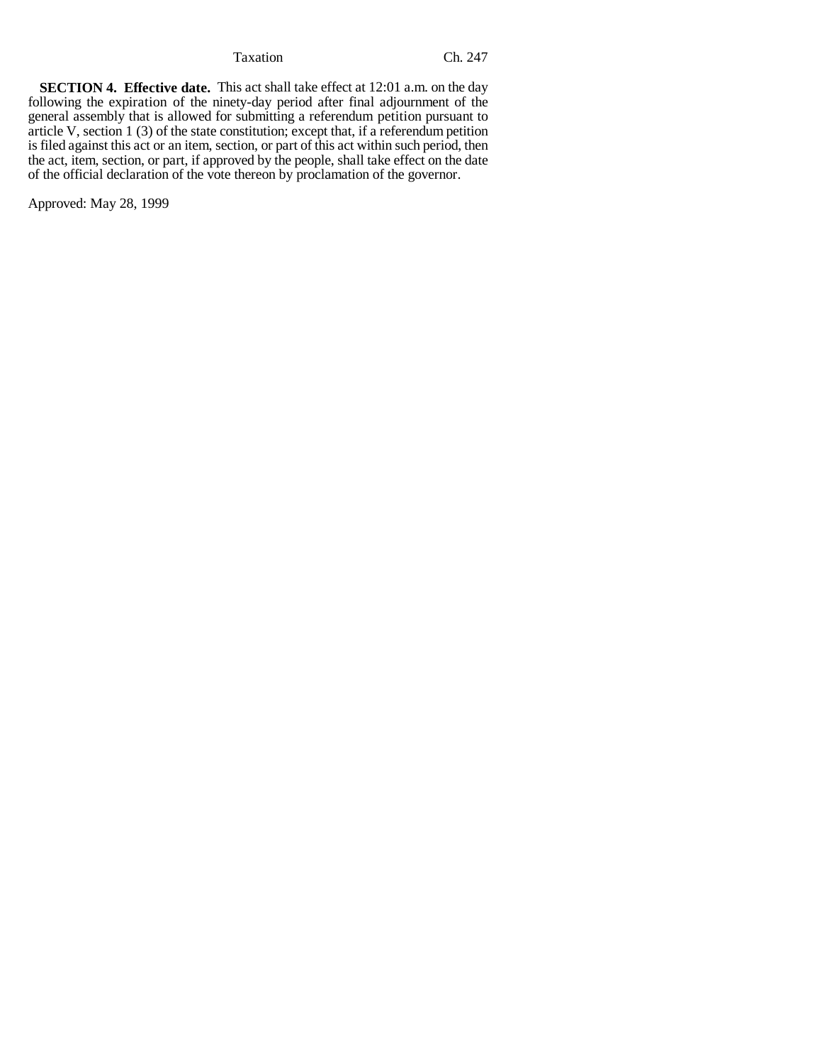**SECTION 4. Effective date.** This act shall take effect at 12:01 a.m. on the day following the expiration of the ninety-day period after final adjournment of the general assembly that is allowed for submitting a referendum petition pursuant to article V, section 1 (3) of the state constitution; except that, if a referendum petition is filed against this act or an item, section, or part of this act within such period, then the act, item, section, or part, if approved by the people, shall take effect on the date of the official declaration of the vote thereon by proclamation of the governor.

Approved: May 28, 1999